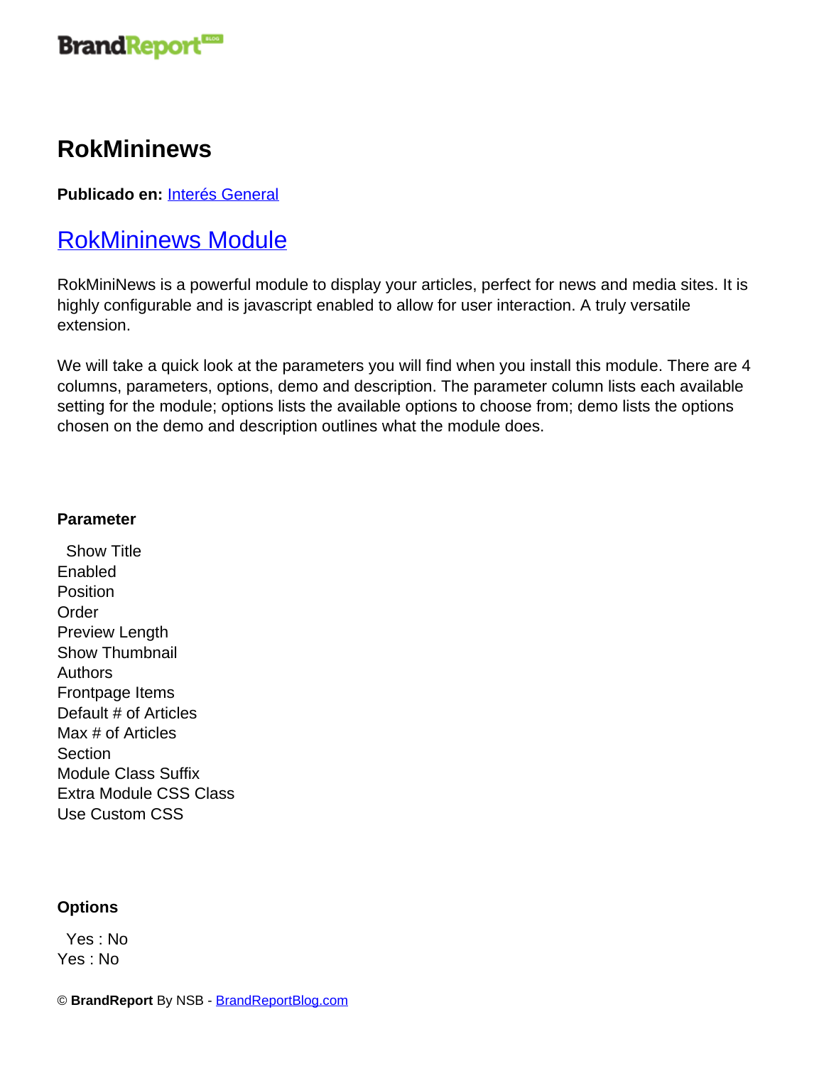# RokMininews

**Publicado en:** Interés General

## RokMininews Module

RokMiniNews is a powerful module to display your articles, perfect for news and media sites. It is highly configurable and is javascript enabled to allow for user interaction. A truly versatile extension.

We will take a quick look at the parameters you will find when you install this module. There are 4 columns, parameters, options, demo and description. The parameter column lists each available setting for the module; options lists the available options to choose from; demo lists the options chosen on the demo and description outlines what the module does.

**Parameter**

Show Title
Enabled
Position
Order
Preview Length
Show Thumbnail
Authors
Frontpage Items
Default # of Articles
Max # of Articles
Section
Module Class Suffix
Extra Module CSS Class
Use Custom CSS

**Options**

Yes : No
Yes : No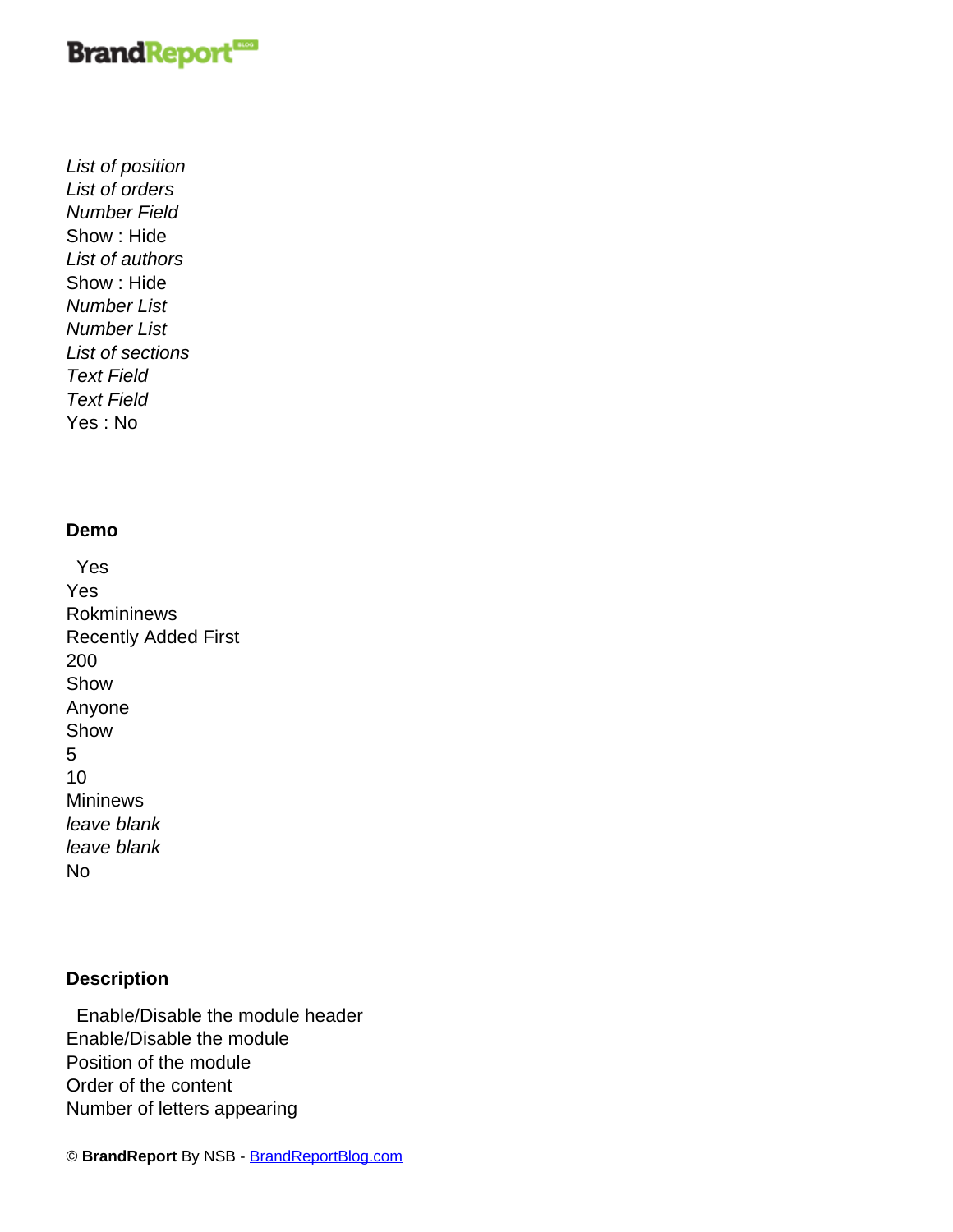*List of position*
*List of orders*
*Number Field*
Show : Hide
*List of authors*
Show : Hide
*Number List*
*Number List*
*List of sections*
*Text Field*
*Text Field*
Yes : No

**Demo**

Yes
Yes
Rokmininews
Recently Added First
200
Show
Anyone
Show
5
10
Mininews
*leave blank*
*leave blank*
No

**Description**

Enable/Disable the module header
Enable/Disable the module
Position of the module
Order of the content
Number of letters appearing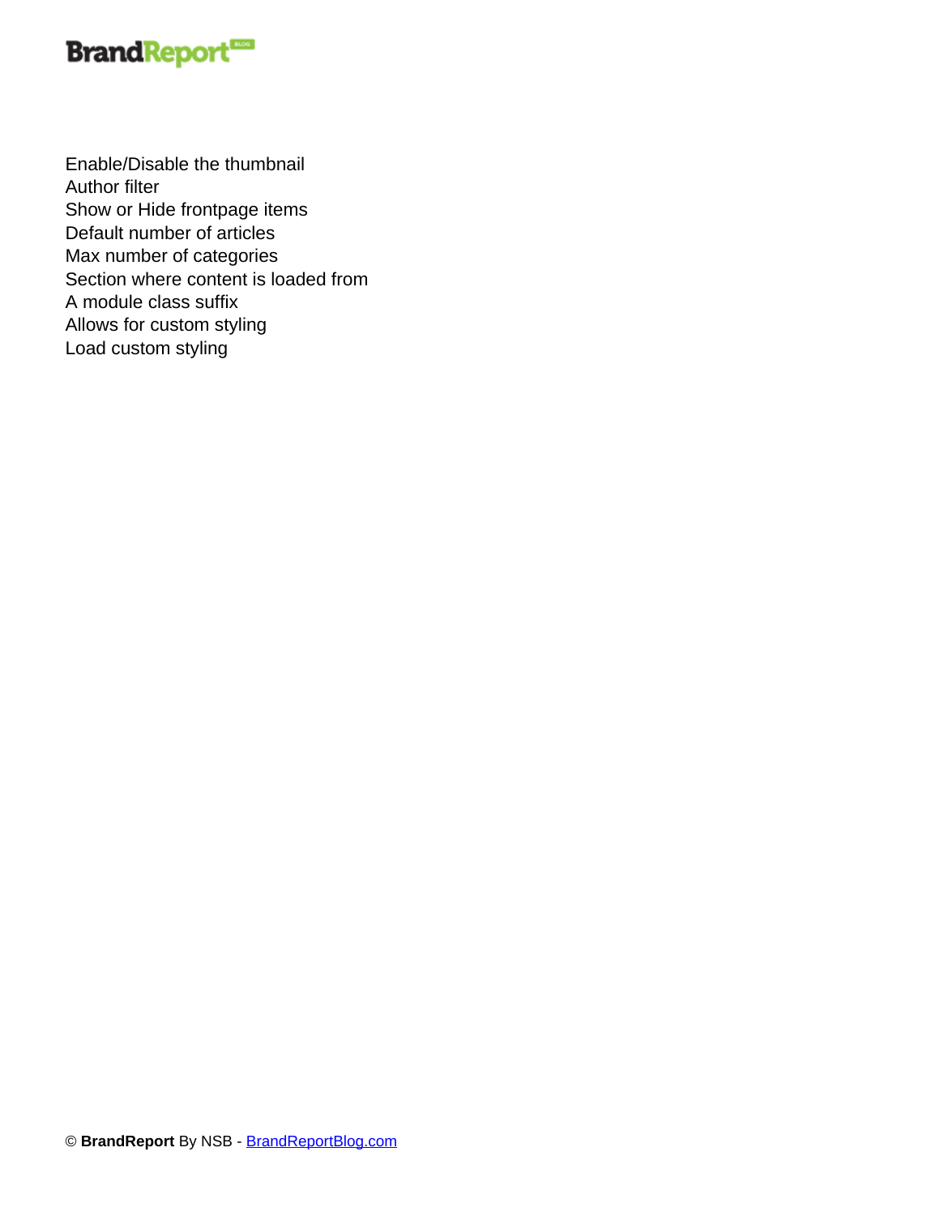Enable/Disable the thumbnail
Author filter
Show or Hide frontpage items
Default number of articles
Max number of categories
Section where content is loaded from
A module class suffix
Allows for custom styling
Load custom styling